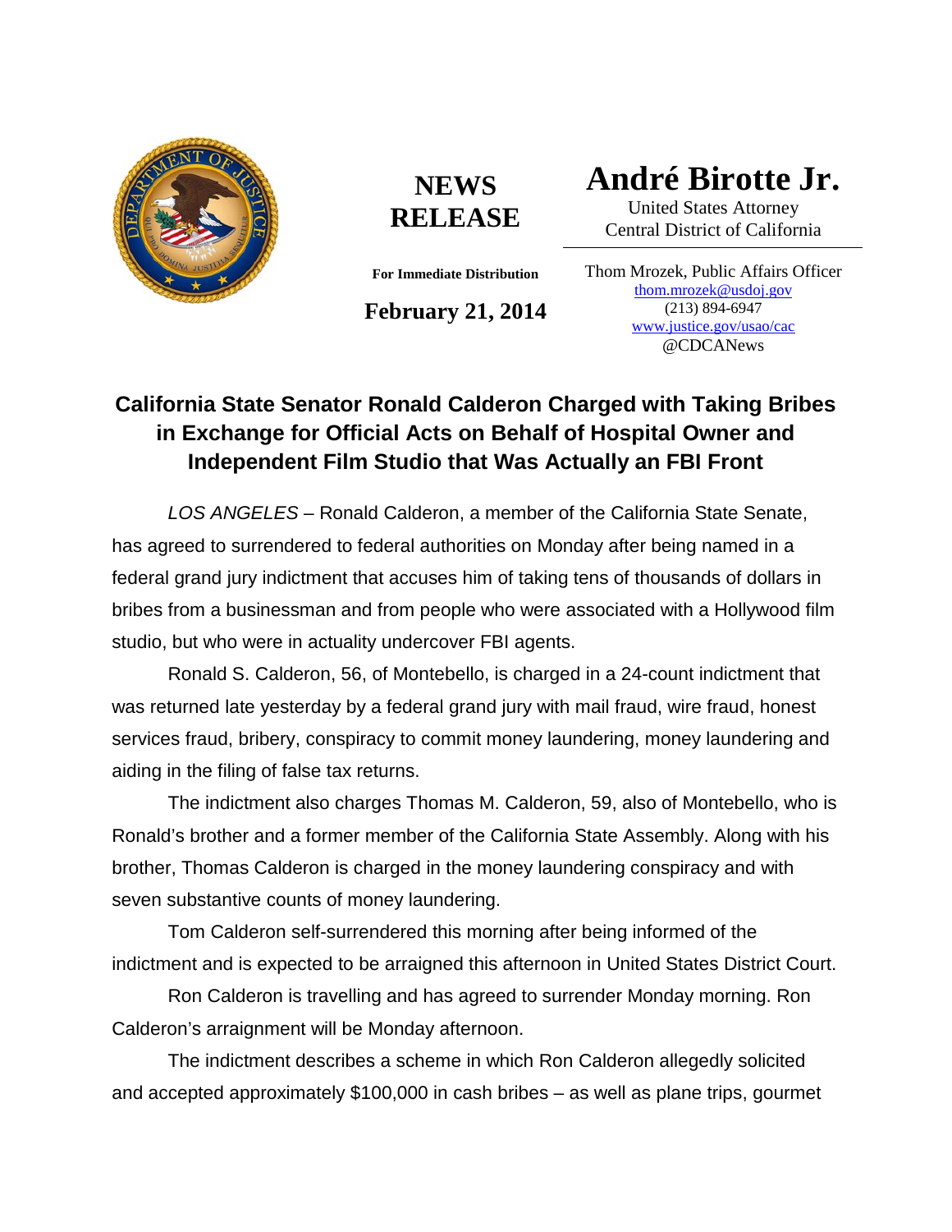**NEWS RELEASE**

**For Immediate Distribution**

**February 21, 2014**

# André Birotte Jr.

United States Attorney
Central District of California

Thom Mrozek, Public Affairs Officer
thom.mrozek@usdoj.gov
(213) 894-6947
www.justice.gov/usao/cac
@CDCANews

## California State Senator Ronald Calderon Charged with Taking Bribes in Exchange for Official Acts on Behalf of Hospital Owner and Independent Film Studio that Was Actually an FBI Front

*LOS ANGELES* – Ronald Calderon, a member of the California State Senate, has agreed to surrendered to federal authorities on Monday after being named in a federal grand jury indictment that accuses him of taking tens of thousands of dollars in bribes from a businessman and from people who were associated with a Hollywood film studio, but who were in actuality undercover FBI agents.

Ronald S. Calderon, 56, of Montebello, is charged in a 24-count indictment that was returned late yesterday by a federal grand jury with mail fraud, wire fraud, honest services fraud, bribery, conspiracy to commit money laundering, money laundering and aiding in the filing of false tax returns.

The indictment also charges Thomas M. Calderon, 59, also of Montebello, who is Ronald's brother and a former member of the California State Assembly. Along with his brother, Thomas Calderon is charged in the money laundering conspiracy and with seven substantive counts of money laundering.

Tom Calderon self-surrendered this morning after being informed of the indictment and is expected to be arraigned this afternoon in United States District Court.

Ron Calderon is travelling and has agreed to surrender Monday morning. Ron Calderon's arraignment will be Monday afternoon.

The indictment describes a scheme in which Ron Calderon allegedly solicited and accepted approximately $100,000 in cash bribes – as well as plane trips, gourmet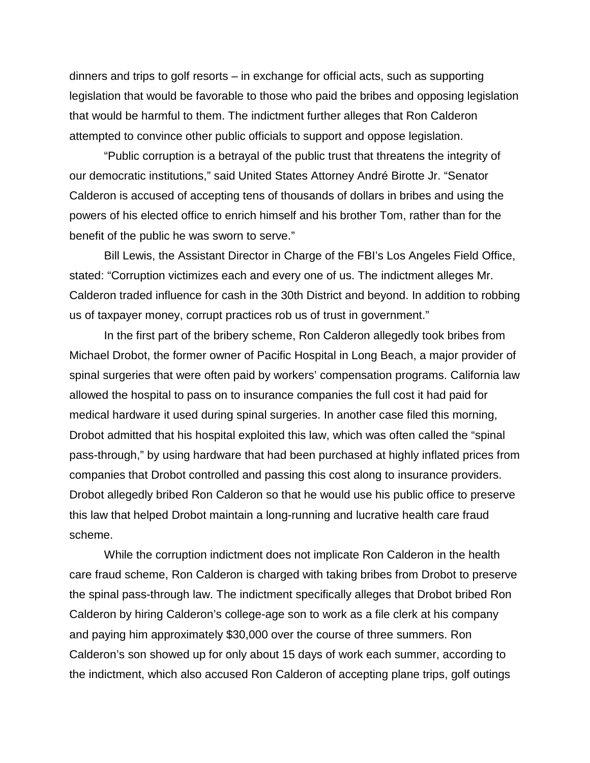dinners and trips to golf resorts – in exchange for official acts, such as supporting legislation that would be favorable to those who paid the bribes and opposing legislation that would be harmful to them. The indictment further alleges that Ron Calderon attempted to convince other public officials to support and oppose legislation.

"Public corruption is a betrayal of the public trust that threatens the integrity of our democratic institutions," said United States Attorney André Birotte Jr. "Senator Calderon is accused of accepting tens of thousands of dollars in bribes and using the powers of his elected office to enrich himself and his brother Tom, rather than for the benefit of the public he was sworn to serve."

Bill Lewis, the Assistant Director in Charge of the FBI's Los Angeles Field Office, stated: "Corruption victimizes each and every one of us. The indictment alleges Mr. Calderon traded influence for cash in the 30th District and beyond. In addition to robbing us of taxpayer money, corrupt practices rob us of trust in government."

In the first part of the bribery scheme, Ron Calderon allegedly took bribes from Michael Drobot, the former owner of Pacific Hospital in Long Beach, a major provider of spinal surgeries that were often paid by workers' compensation programs. California law allowed the hospital to pass on to insurance companies the full cost it had paid for medical hardware it used during spinal surgeries. In another case filed this morning, Drobot admitted that his hospital exploited this law, which was often called the "spinal pass-through," by using hardware that had been purchased at highly inflated prices from companies that Drobot controlled and passing this cost along to insurance providers. Drobot allegedly bribed Ron Calderon so that he would use his public office to preserve this law that helped Drobot maintain a long-running and lucrative health care fraud scheme.

While the corruption indictment does not implicate Ron Calderon in the health care fraud scheme, Ron Calderon is charged with taking bribes from Drobot to preserve the spinal pass-through law. The indictment specifically alleges that Drobot bribed Ron Calderon by hiring Calderon's college-age son to work as a file clerk at his company and paying him approximately $30,000 over the course of three summers. Ron Calderon's son showed up for only about 15 days of work each summer, according to the indictment, which also accused Ron Calderon of accepting plane trips, golf outings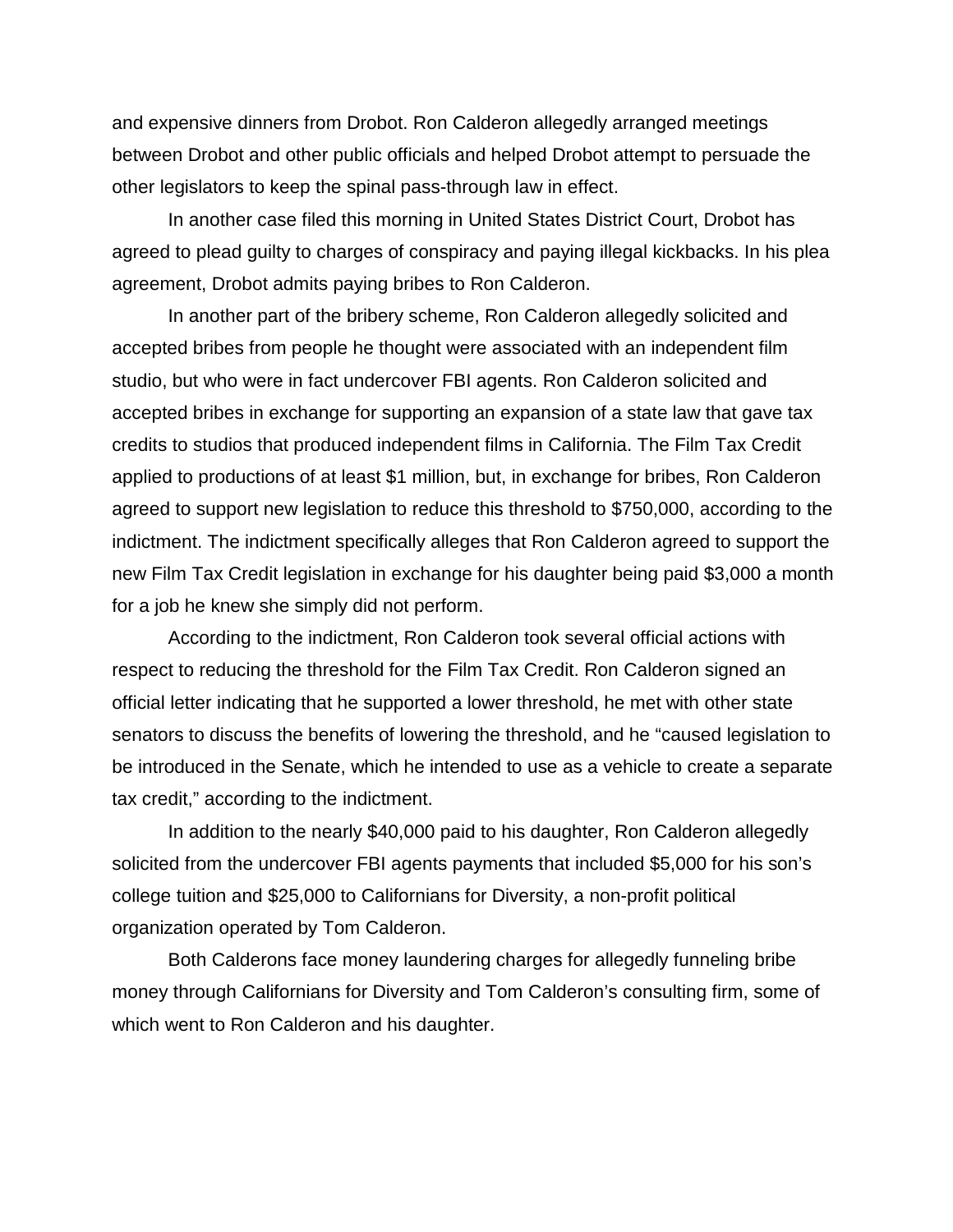and expensive dinners from Drobot. Ron Calderon allegedly arranged meetings between Drobot and other public officials and helped Drobot attempt to persuade the other legislators to keep the spinal pass-through law in effect.

In another case filed this morning in United States District Court, Drobot has agreed to plead guilty to charges of conspiracy and paying illegal kickbacks. In his plea agreement, Drobot admits paying bribes to Ron Calderon.

In another part of the bribery scheme, Ron Calderon allegedly solicited and accepted bribes from people he thought were associated with an independent film studio, but who were in fact undercover FBI agents. Ron Calderon solicited and accepted bribes in exchange for supporting an expansion of a state law that gave tax credits to studios that produced independent films in California. The Film Tax Credit applied to productions of at least $1 million, but, in exchange for bribes, Ron Calderon agreed to support new legislation to reduce this threshold to $750,000, according to the indictment. The indictment specifically alleges that Ron Calderon agreed to support the new Film Tax Credit legislation in exchange for his daughter being paid $3,000 a month for a job he knew she simply did not perform.

According to the indictment, Ron Calderon took several official actions with respect to reducing the threshold for the Film Tax Credit. Ron Calderon signed an official letter indicating that he supported a lower threshold, he met with other state senators to discuss the benefits of lowering the threshold, and he "caused legislation to be introduced in the Senate, which he intended to use as a vehicle to create a separate tax credit," according to the indictment.

In addition to the nearly $40,000 paid to his daughter, Ron Calderon allegedly solicited from the undercover FBI agents payments that included $5,000 for his son's college tuition and $25,000 to Californians for Diversity, a non-profit political organization operated by Tom Calderon.

Both Calderons face money laundering charges for allegedly funneling bribe money through Californians for Diversity and Tom Calderon's consulting firm, some of which went to Ron Calderon and his daughter.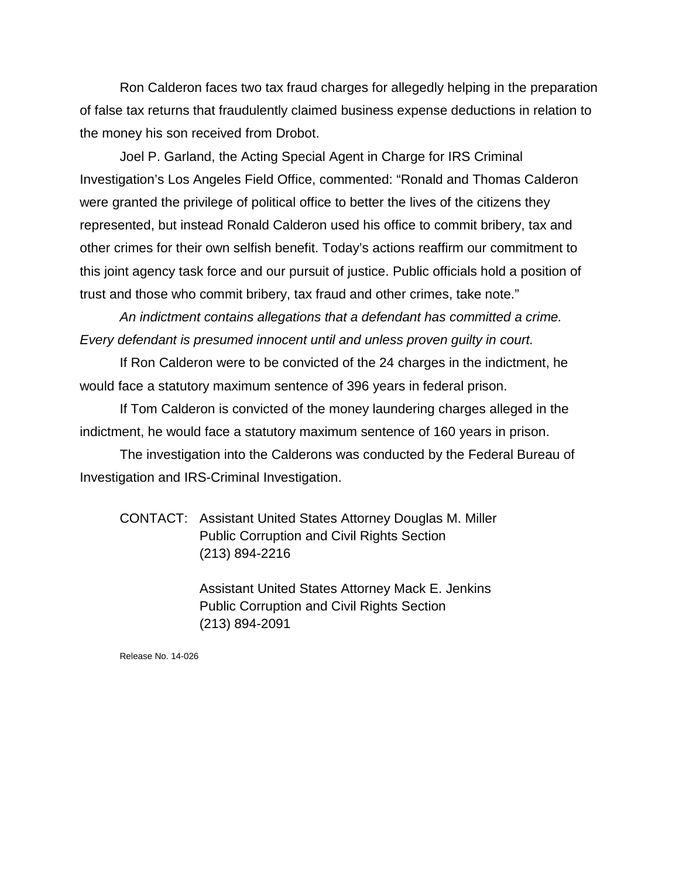Ron Calderon faces two tax fraud charges for allegedly helping in the preparation of false tax returns that fraudulently claimed business expense deductions in relation to the money his son received from Drobot.

Joel P. Garland, the Acting Special Agent in Charge for IRS Criminal Investigation's Los Angeles Field Office, commented: "Ronald and Thomas Calderon were granted the privilege of political office to better the lives of the citizens they represented, but instead Ronald Calderon used his office to commit bribery, tax and other crimes for their own selfish benefit. Today's actions reaffirm our commitment to this joint agency task force and our pursuit of justice. Public officials hold a position of trust and those who commit bribery, tax fraud and other crimes, take note."

*An indictment contains allegations that a defendant has committed a crime. Every defendant is presumed innocent until and unless proven guilty in court.*

If Ron Calderon were to be convicted of the 24 charges in the indictment, he would face a statutory maximum sentence of 396 years in federal prison.

If Tom Calderon is convicted of the money laundering charges alleged in the indictment, he would face a statutory maximum sentence of 160 years in prison.

The investigation into the Calderons was conducted by the Federal Bureau of Investigation and IRS-Criminal Investigation.

CONTACT: Assistant United States Attorney Douglas M. Miller
Public Corruption and Civil Rights Section
(213) 894-2216

Assistant United States Attorney Mack E. Jenkins
Public Corruption and Civil Rights Section
(213) 894-2091

Release No. 14-026